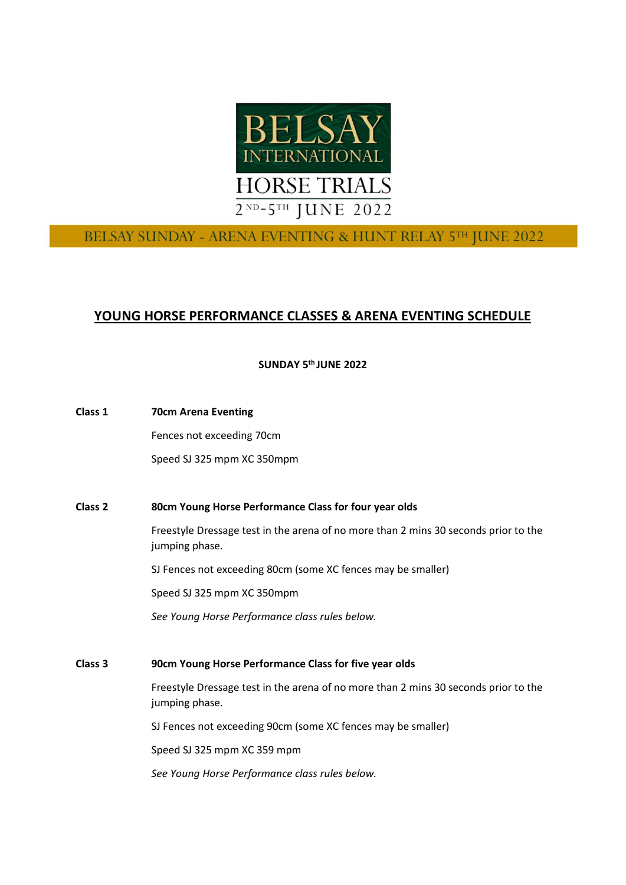# BELSAY INTERNATIONAL HORSE TRIALS

2ND-5TH JUNE 2022

BELSAY SUNDAY - ARENA EVENTING & HUNT RELAY 5TH JUNE 2022

## YOUNG HORSE PERFORMANCE CLASSES & ARENA EVENTING SCHEDULE

**SUNDAY 5th JUNE 2022**

**Class 1** **70cm Arena Eventing**

Fences not exceeding 70cm

Speed SJ 325 mpm XC 350mpm

**Class 2** **80cm Young Horse Performance Class for four year olds**

Freestyle Dressage test in the arena of no more than 2 mins 30 seconds prior to the jumping phase.

SJ Fences not exceeding 80cm (some XC fences may be smaller)

Speed SJ 325 mpm XC 350mpm

*See Young Horse Performance class rules below.*

**Class 3** **90cm Young Horse Performance Class for five year olds**

Freestyle Dressage test in the arena of no more than 2 mins 30 seconds prior to the jumping phase.

SJ Fences not exceeding 90cm (some XC fences may be smaller)

Speed SJ 325 mpm XC 359 mpm

*See Young Horse Performance class rules below.*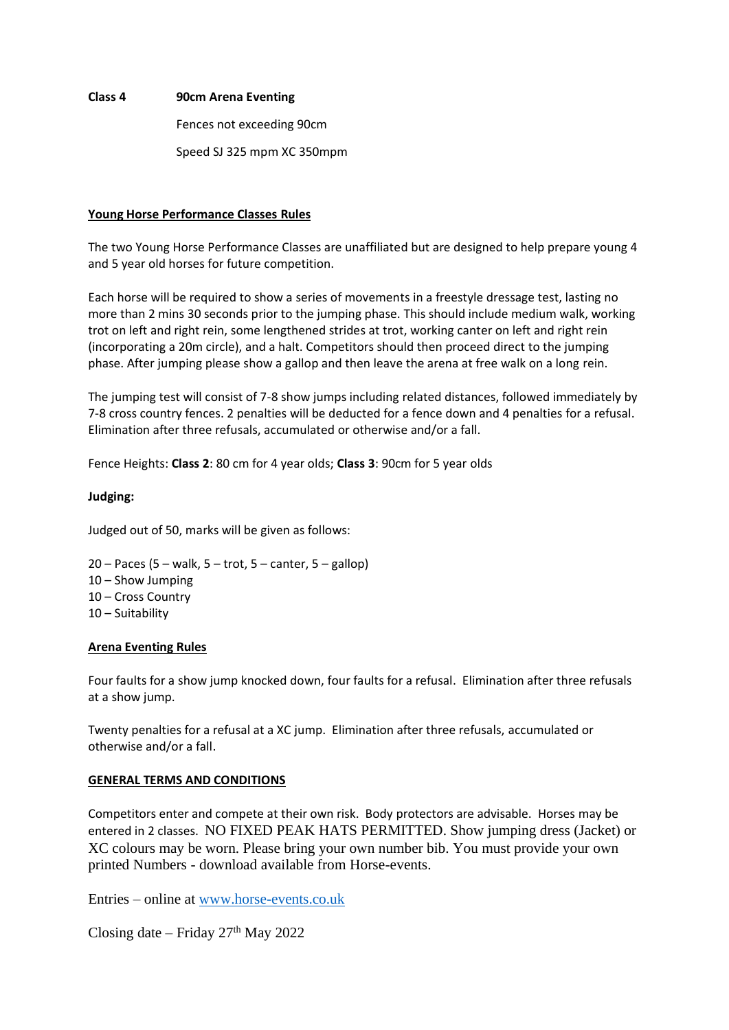**Class 4** **90cm Arena Eventing**

Fences not exceeding 90cm

Speed SJ 325 mpm XC 350mpm

**Young Horse Performance Classes Rules**

The two Young Horse Performance Classes are unaffiliated but are designed to help prepare young 4 and 5 year old horses for future competition.

Each horse will be required to show a series of movements in a freestyle dressage test, lasting no more than 2 mins 30 seconds prior to the jumping phase. This should include medium walk, working trot on left and right rein, some lengthened strides at trot, working canter on left and right rein (incorporating a 20m circle), and a halt. Competitors should then proceed direct to the jumping phase. After jumping please show a gallop and then leave the arena at free walk on a long rein.

The jumping test will consist of 7-8 show jumps including related distances, followed immediately by 7-8 cross country fences. 2 penalties will be deducted for a fence down and 4 penalties for a refusal. Elimination after three refusals, accumulated or otherwise and/or a fall.

Fence Heights: **Class 2**: 80 cm for 4 year olds; **Class 3**: 90cm for 5 year olds

**Judging:**

Judged out of 50, marks will be given as follows:

20 – Paces (5 – walk, 5 – trot, 5 – canter, 5 – gallop)
10 – Show Jumping
10 – Cross Country
10 – Suitability

**Arena Eventing Rules**

Four faults for a show jump knocked down, four faults for a refusal. Elimination after three refusals at a show jump.

Twenty penalties for a refusal at a XC jump. Elimination after three refusals, accumulated or otherwise and/or a fall.

**GENERAL TERMS AND CONDITIONS**

Competitors enter and compete at their own risk. Body protectors are advisable. Horses may be entered in 2 classes. NO FIXED PEAK HATS PERMITTED. Show jumping dress (Jacket) or XC colours may be worn. Please bring your own number bib. You must provide your own printed Numbers - download available from Horse-events.

Entries – online at www.horse-events.co.uk

Closing date – Friday 27th May 2022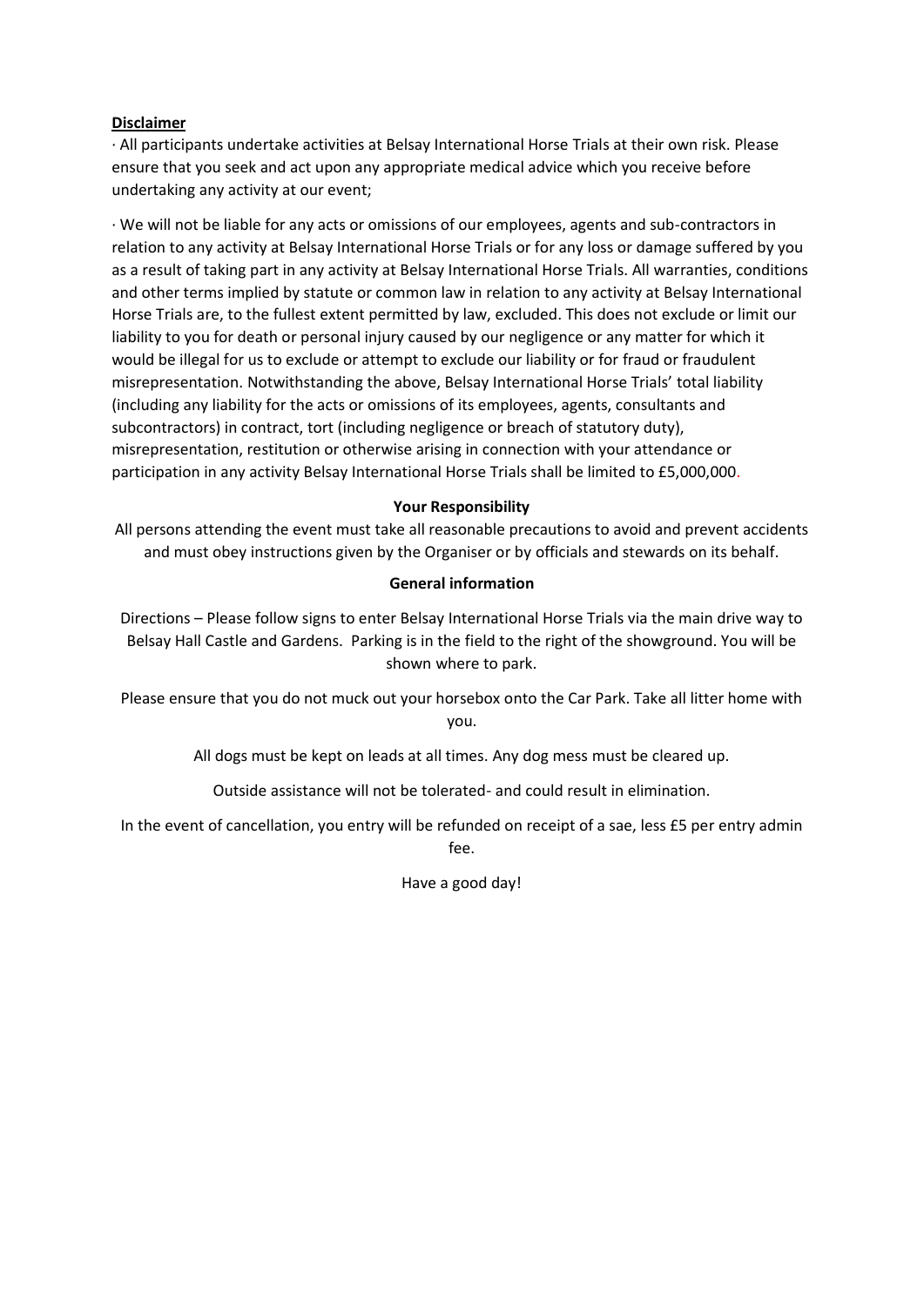**Disclaimer**

· All participants undertake activities at Belsay International Horse Trials at their own risk. Please ensure that you seek and act upon any appropriate medical advice which you receive before undertaking any activity at our event;

· We will not be liable for any acts or omissions of our employees, agents and sub-contractors in relation to any activity at Belsay International Horse Trials or for any loss or damage suffered by you as a result of taking part in any activity at Belsay International Horse Trials. All warranties, conditions and other terms implied by statute or common law in relation to any activity at Belsay International Horse Trials are, to the fullest extent permitted by law, excluded. This does not exclude or limit our liability to you for death or personal injury caused by our negligence or any matter for which it would be illegal for us to exclude or attempt to exclude our liability or for fraud or fraudulent misrepresentation. Notwithstanding the above, Belsay International Horse Trials' total liability (including any liability for the acts or omissions of its employees, agents, consultants and subcontractors) in contract, tort (including negligence or breach of statutory duty), misrepresentation, restitution or otherwise arising in connection with your attendance or participation in any activity Belsay International Horse Trials shall be limited to £5,000,000.

**Your Responsibility**

All persons attending the event must take all reasonable precautions to avoid and prevent accidents and must obey instructions given by the Organiser or by officials and stewards on its behalf.

**General information**

Directions – Please follow signs to enter Belsay International Horse Trials via the main drive way to Belsay Hall Castle and Gardens. Parking is in the field to the right of the showground. You will be shown where to park.

Please ensure that you do not muck out your horsebox onto the Car Park. Take all litter home with you.

All dogs must be kept on leads at all times. Any dog mess must be cleared up.

Outside assistance will not be tolerated- and could result in elimination.

In the event of cancellation, you entry will be refunded on receipt of a sae, less £5 per entry admin fee.

Have a good day!